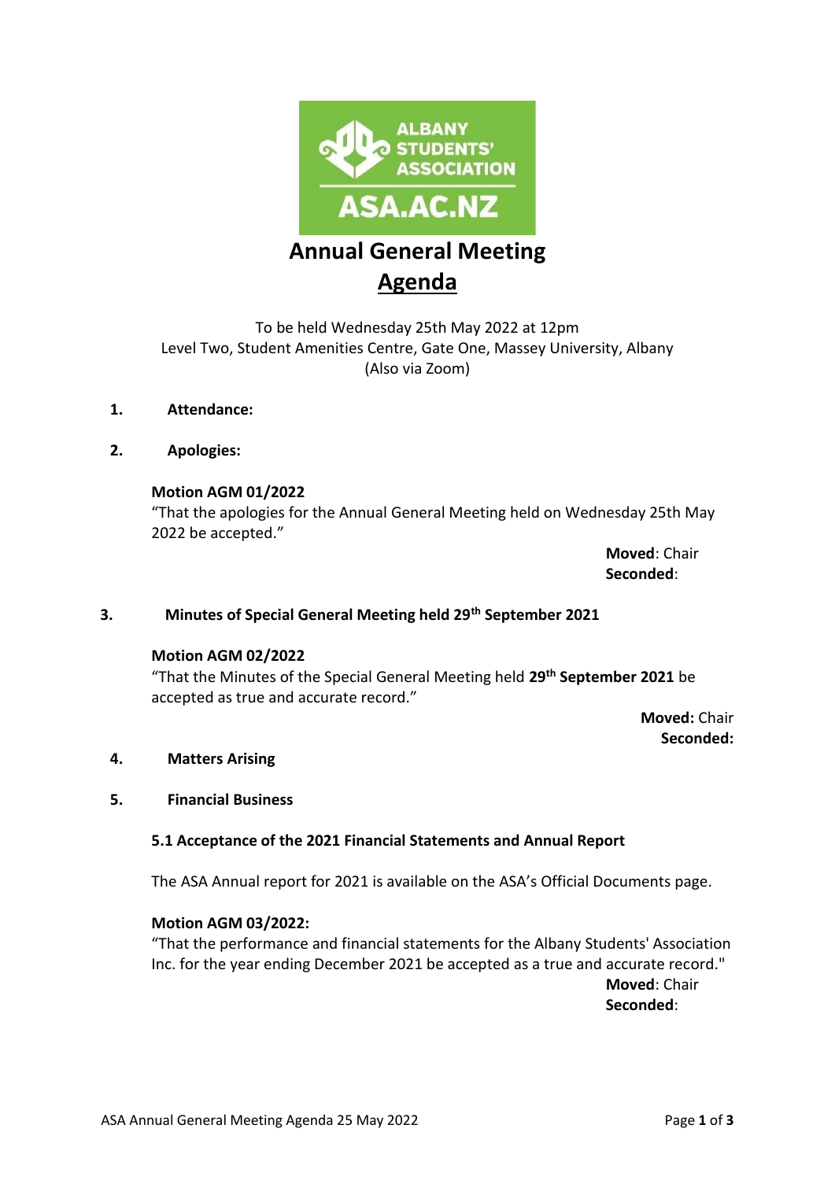# Annual General Meeting

## Agenda

To be held Wednesday 25th May 2022 at 12pm
Level Two, Student Amenities Centre, Gate One, Massey University, Albany
(Also via Zoom)

**1. Attendance:**

**2. Apologies:**

**Motion AGM 01/2022**
"That the apologies for the Annual General Meeting held on Wednesday 25th May 2022 be accepted."

**Moved**: Chair
**Seconded**:

**3. Minutes of Special General Meeting held 29th September 2021**

**Motion AGM 02/2022**
"That the Minutes of the Special General Meeting held **29th September 2021** be accepted as true and accurate record."

**Moved:** Chair
**Seconded:**

**4. Matters Arising**

**5. Financial Business**

**5.1 Acceptance of the 2021 Financial Statements and Annual Report**

The ASA Annual report for 2021 is available on the ASA's Official Documents page.

**Motion AGM 03/2022:**
"That the performance and financial statements for the Albany Students' Association Inc. for the year ending December 2021 be accepted as a true and accurate record."

**Moved**: Chair
**Seconded**: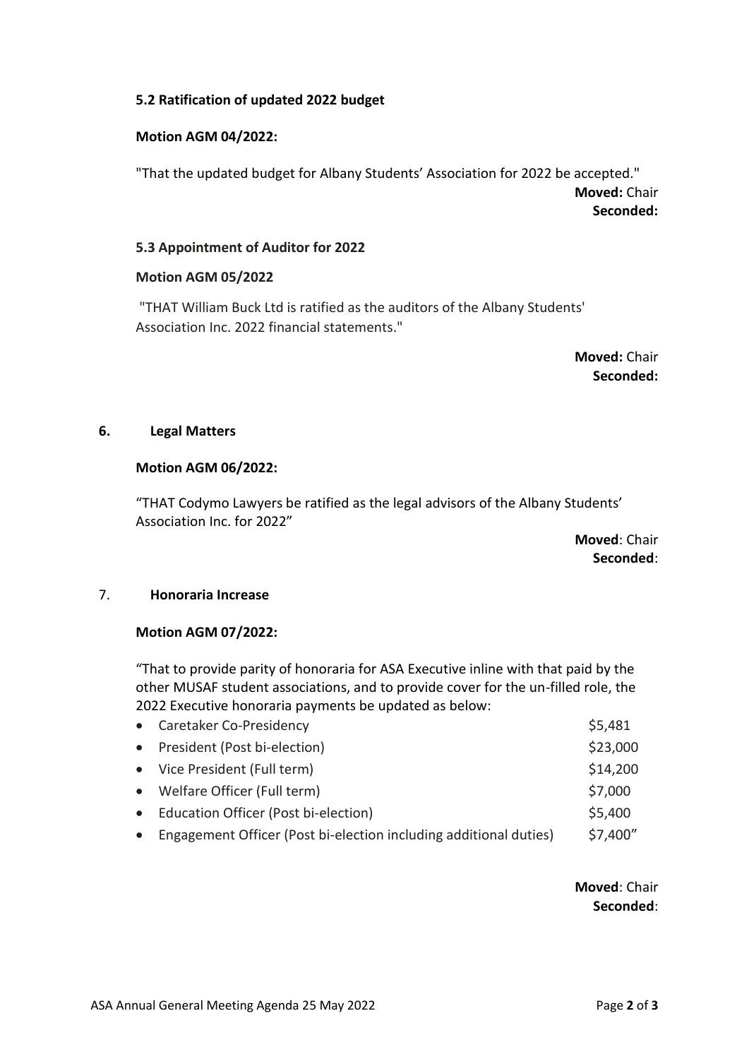### 5.2 Ratification of updated 2022 budget

**Motion AGM 04/2022:**

"That the updated budget for Albany Students' Association for 2022 be accepted."

**Moved:** Chair
**Seconded:**

### 5.3 Appointment of Auditor for 2022

**Motion AGM 05/2022**

"THAT William Buck Ltd is ratified as the auditors of the Albany Students' Association Inc. 2022 financial statements."

**Moved:** Chair
**Seconded:**

## 6. Legal Matters

**Motion AGM 06/2022:**

"THAT Codymo Lawyers be ratified as the legal advisors of the Albany Students' Association Inc. for 2022"

**Moved**: Chair
**Seconded**:

## 7. Honoraria Increase

**Motion AGM 07/2022:**

"That to provide parity of honoraria for ASA Executive inline with that paid by the other MUSAF student associations, and to provide cover for the un-filled role, the 2022 Executive honoraria payments be updated as below:

- Caretaker Co-Presidency — $5,481
- President (Post bi-election) — $23,000
- Vice President (Full term) — $14,200
- Welfare Officer (Full term) — $7,000
- Education Officer (Post bi-election) — $5,400
- Engagement Officer (Post bi-election including additional duties) — $7,400"

**Moved**: Chair
**Seconded**: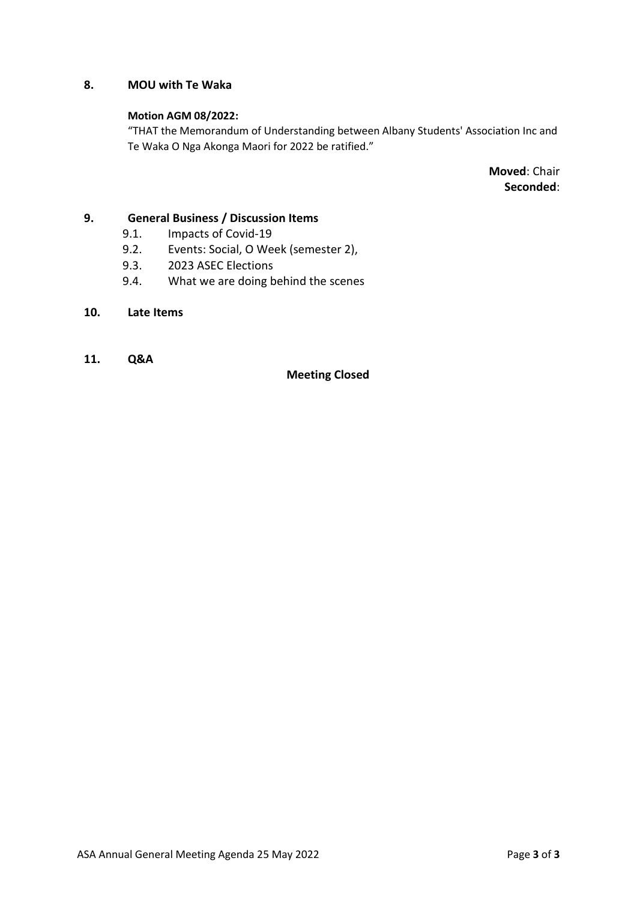## 8. MOU with Te Waka

**Motion AGM 08/2022:**

"THAT the Memorandum of Understanding between Albany Students' Association Inc and Te Waka O Nga Akonga Maori for 2022 be ratified."

**Moved**: Chair
**Seconded**:

## 9. General Business / Discussion Items

9.1. Impacts of Covid-19
9.2. Events: Social, O Week (semester 2),
9.3. 2023 ASEC Elections
9.4. What we are doing behind the scenes

## 10. Late Items

## 11. Q&A

**Meeting Closed**